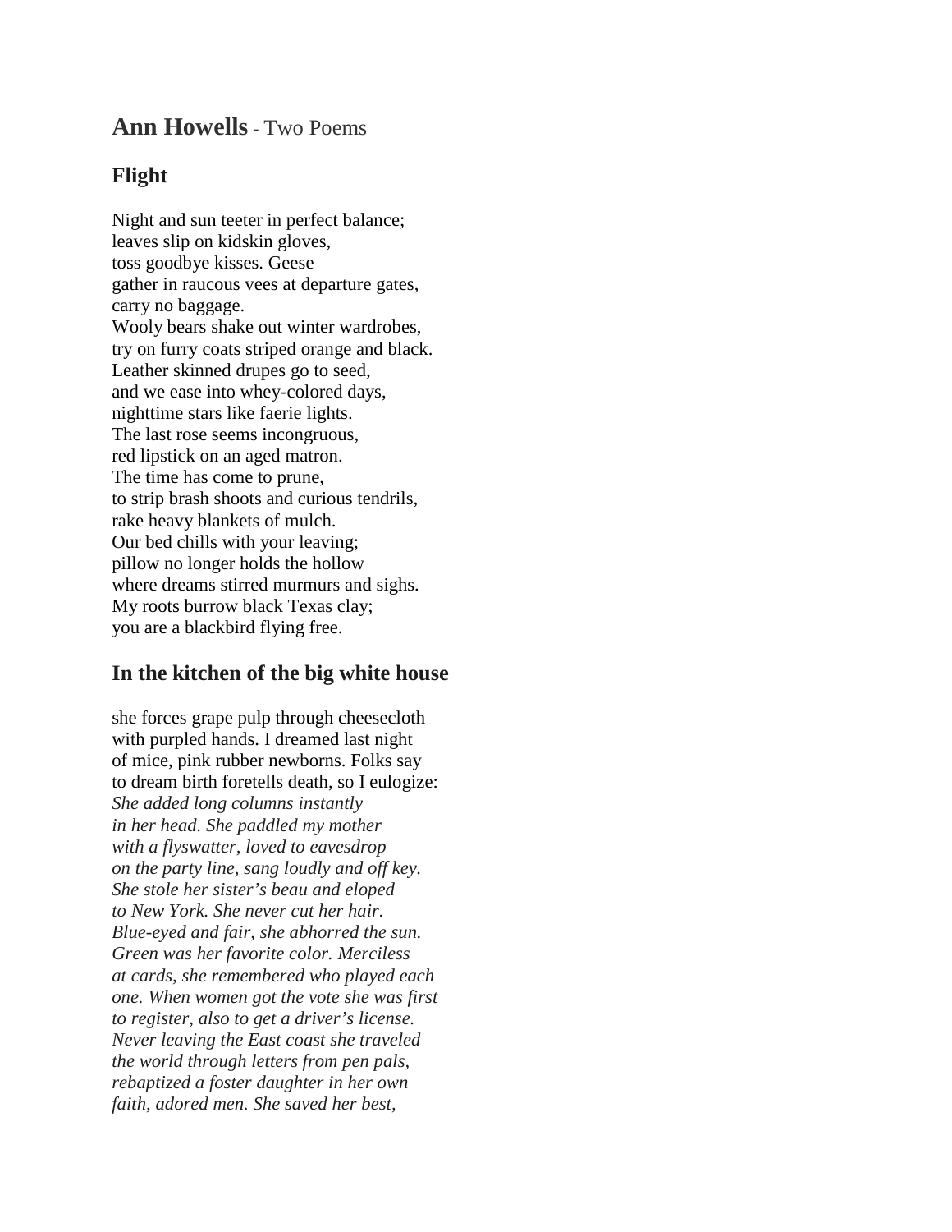# **Ann Howells** - Two Poems

## Flight

Night and sun teeter in perfect balance;  
leaves slip on kidskin gloves,  
toss goodbye kisses. Geese  
gather in raucous vees at departure gates,  
carry no baggage.  
Wooly bears shake out winter wardrobes,  
try on furry coats striped orange and black.  
Leather skinned drupes go to seed,  
and we ease into whey-colored days,  
nighttime stars like faerie lights.  
The last rose seems incongruous,  
red lipstick on an aged matron.  
The time has come to prune,  
to strip brash shoots and curious tendrils,  
rake heavy blankets of mulch.  
Our bed chills with your leaving;  
pillow no longer holds the hollow  
where dreams stirred murmurs and sighs.  
My roots burrow black Texas clay;  
you are a blackbird flying free.

## In the kitchen of the big white house

she forces grape pulp through cheesecloth  
with purpled hands. I dreamed last night  
of mice, pink rubber newborns. Folks say  
to dream birth foretells death, so I eulogize:  
*She added long columns instantly*  
*in her head. She paddled my mother*  
*with a flyswatter, loved to eavesdrop*  
*on the party line, sang loudly and off key.*  
*She stole her sister's beau and eloped*  
*to New York. She never cut her hair.*  
*Blue-eyed and fair, she abhorred the sun.*  
*Green was her favorite color. Merciless*  
*at cards, she remembered who played each*  
*one. When women got the vote she was first*  
*to register, also to get a driver's license.*  
*Never leaving the East coast she traveled*  
*the world through letters from pen pals,*  
*rebaptized a foster daughter in her own*  
*faith, adored men. She saved her best,*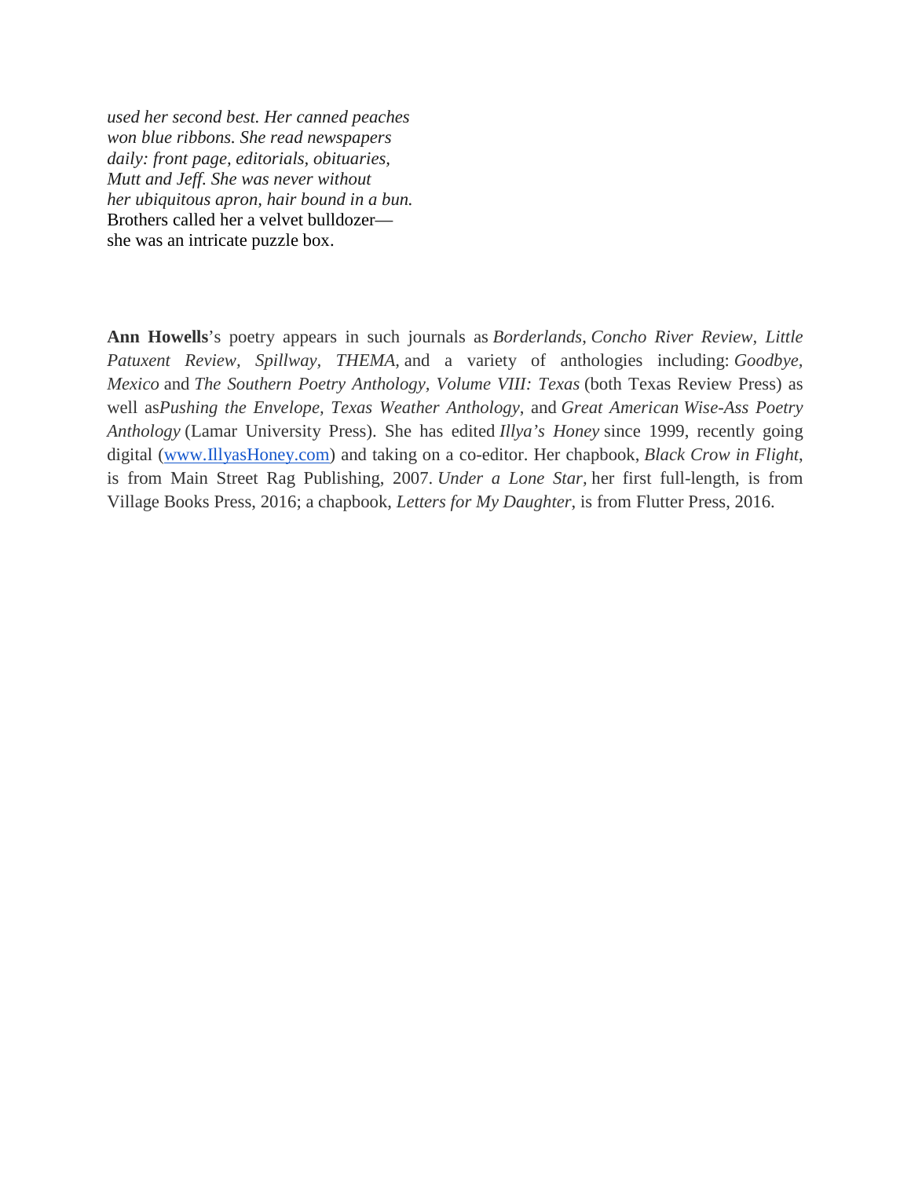*used her second best. Her canned peaches*
*won blue ribbons. She read newspapers*
*daily: front page, editorials, obituaries,*
*Mutt and Jeff. She was never without*
*her ubiquitous apron, hair bound in a bun.*
Brothers called her a velvet bulldozer—
she was an intricate puzzle box.

**Ann Howells**'s poetry appears in such journals as *Borderlands*, *Concho River Review*, *Little Patuxent Review*, *Spillway*, *THEMA*, and a variety of anthologies including: *Goodbye, Mexico* and *The Southern Poetry Anthology, Volume VIII: Texas* (both Texas Review Press) as well as *Pushing the Envelope*, *Texas Weather Anthology*, and *Great American Wise-Ass Poetry Anthology* (Lamar University Press). She has edited *Illya's Honey* since 1999, recently going digital ([www.IllyasHoney.com](http://www.IllyasHoney.com)) and taking on a co-editor. Her chapbook, *Black Crow in Flight*, is from Main Street Rag Publishing, 2007. *Under a Lone Star*, her first full-length, is from Village Books Press, 2016; a chapbook, *Letters for My Daughter*, is from Flutter Press, 2016.